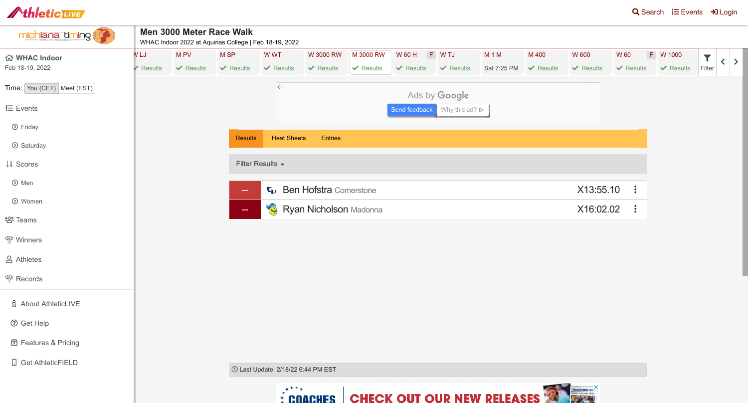# Men 3000 Meter Race Walk

WHAC Indoor 2022 at Aquinas College | Feb 18-19, 2022

**WHAC Indoor**
Feb 18-19, 2022

Time: You (CET) Meet (EST)

- Events
  - Friday
  - Saturday
- Scores
  - Men
  - Women
- Teams
- Winners
- Athletes
- Records

- About AthleticLIVE
- Get Help
- Features & Pricing
- Get AthleticFIELD

| W LJ | M PV | M SP | W WT | W 3000 RW | M 3000 RW | W 60 H F | W TJ | M 1 M | M 400 | W 600 | W 60 F | W 1000 |
|---|---|---|---|---|---|---|---|---|---|---|---|---|
| Results | Results | Results | Results | Results | Results | Results | Results | Sat 7:25 PM | Results | Results | Results | Results |

Results | Heat Sheets | Entries

Filter Results

| | | |
|---|---|---|
| -- | Ben Hofstra Cornerstone | X13:55.10 |
| -- | Ryan Nicholson Madonna | X16:02.02 |

Last Update: 2/18/22 6:44 PM EST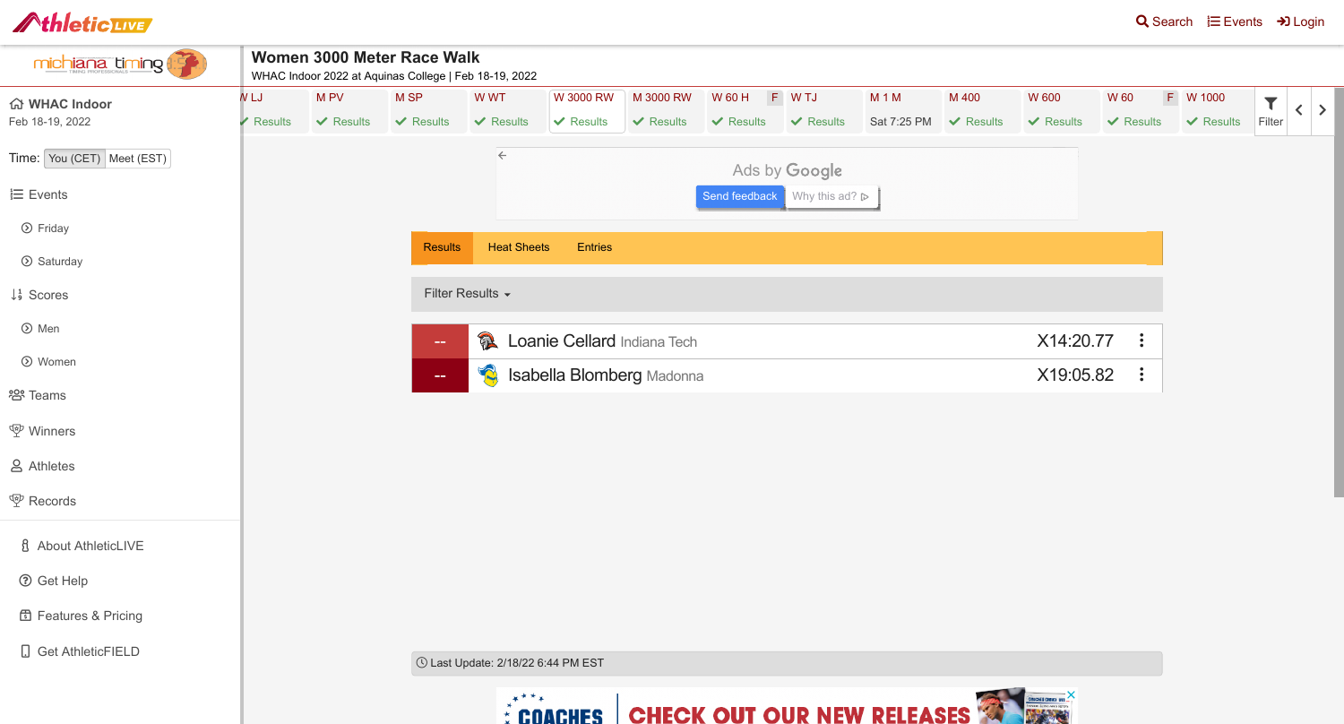# Women 3000 Meter Race Walk

WHAC Indoor 2022 at Aquinas College | Feb 18-19, 2022

| Place | Athlete | Team | Time |
|---|---|---|---|
| -- | Loanie Cellard | Indiana Tech | X14:20.77 |
| -- | Isabella Blomberg | Madonna | X19:05.82 |

Last Update: 2/18/22 6:44 PM EST